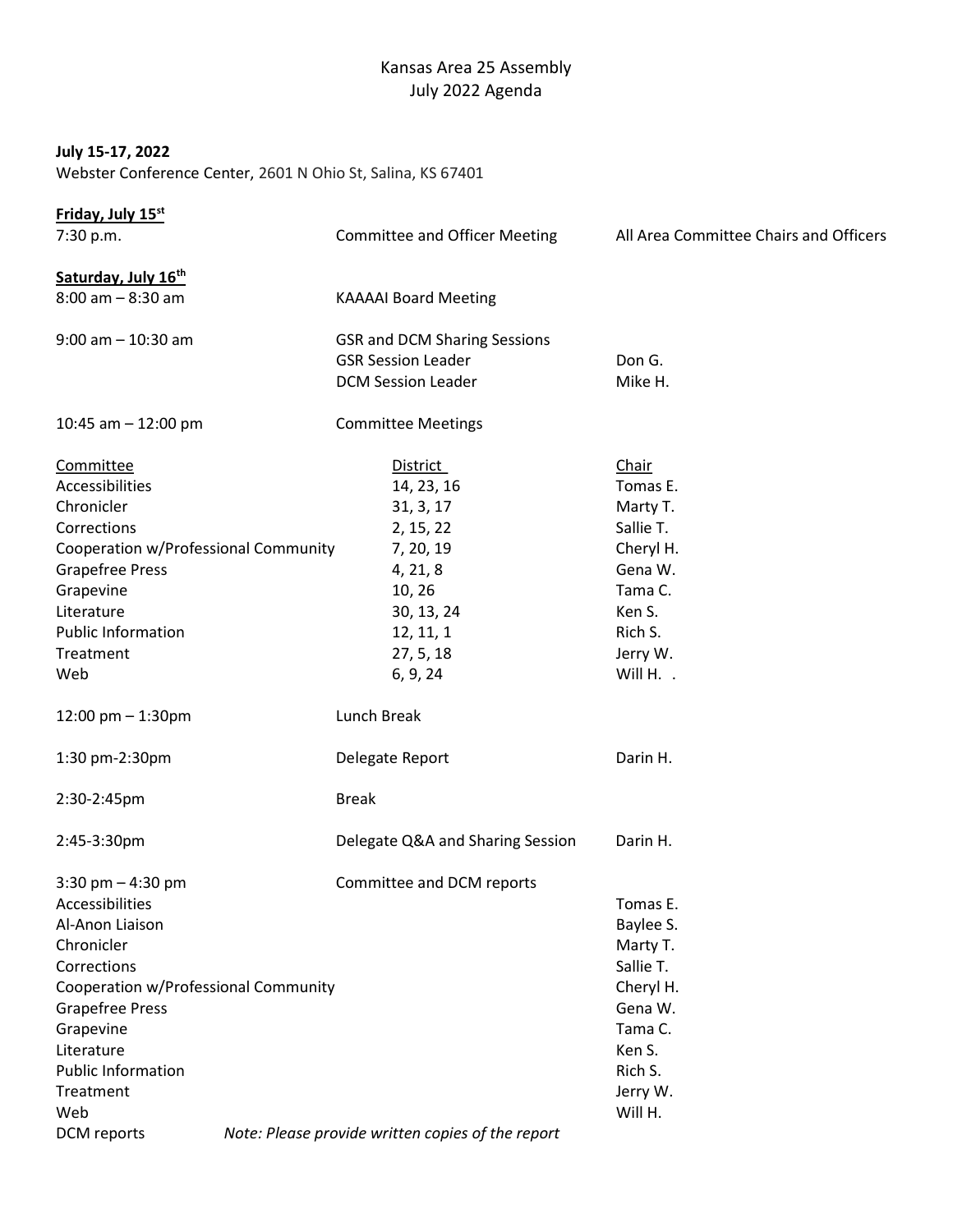# Kansas Area 25 Assembly
## July 2022 Agenda

**July 15-17, 2022**
Webster Conference Center, 2601 N Ohio St, Salina, KS 67401

**Friday, July 15st**

| | | |
|---|---|---|
| 7:30 p.m. | Committee and Officer Meeting | All Area Committee Chairs and Officers |

**Saturday, July 16th**

| | | |
|---|---|---|
| 8:00 am – 8:30 am | KAAAAI Board Meeting | |
| 9:00 am – 10:30 am | GSR and DCM Sharing Sessions | |
| | GSR Session Leader | Don G. |
| | DCM Session Leader | Mike H. |
| 10:45 am – 12:00 pm | Committee Meetings | |

| Committee | District | Chair |
|---|---|---|
| Accessibilities | 14, 23, 16 | Tomas E. |
| Chronicler | 31, 3, 17 | Marty T. |
| Corrections | 2, 15, 22 | Sallie T. |
| Cooperation w/Professional Community | 7, 20, 19 | Cheryl H. |
| Grapefree Press | 4, 21, 8 | Gena W. |
| Grapevine | 10, 26 | Tama C. |
| Literature | 30, 13, 24 | Ken S. |
| Public Information | 12, 11, 1 | Rich S. |
| Treatment | 27, 5, 18 | Jerry W. |
| Web | 6, 9, 24 | Will H. . |

| | | |
|---|---|---|
| 12:00 pm – 1:30pm | Lunch Break | |
| 1:30 pm-2:30pm | Delegate Report | Darin H. |
| 2:30-2:45pm | Break | |
| 2:45-3:30pm | Delegate Q&A and Sharing Session | Darin H. |
| 3:30 pm – 4:30 pm | Committee and DCM reports | |

| | |
|---|---|
| Accessibilities | Tomas E. |
| Al-Anon Liaison | Baylee S. |
| Chronicler | Marty T. |
| Corrections | Sallie T. |
| Cooperation w/Professional Community | Cheryl H. |
| Grapefree Press | Gena W. |
| Grapevine | Tama C. |
| Literature | Ken S. |
| Public Information | Rich S. |
| Treatment | Jerry W. |
| Web | Will H. |

DCM reports *Note: Please provide written copies of the report*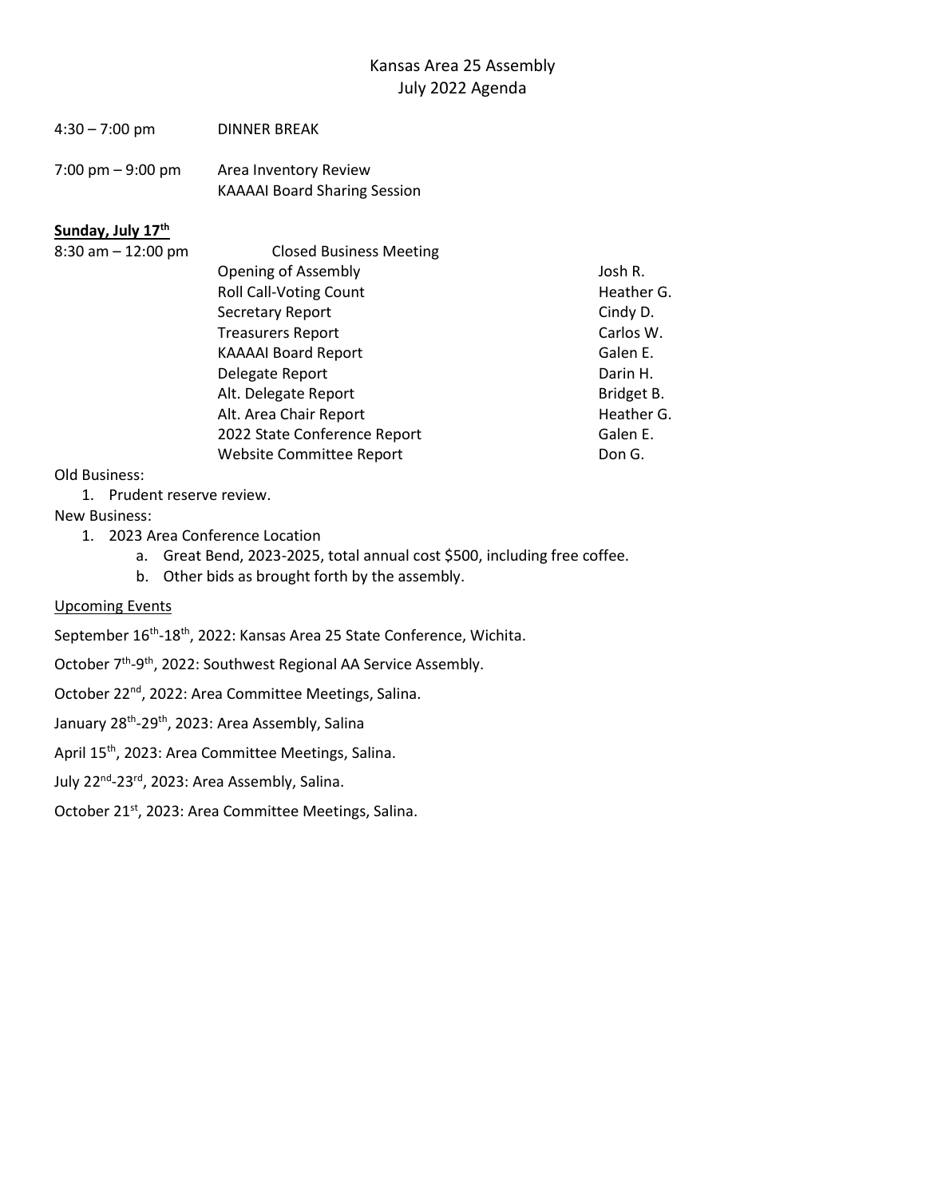Kansas Area 25 Assembly
July 2022 Agenda

| | | |
|---|---|---|
| 4:30 – 7:00 pm | DINNER BREAK | |
| 7:00 pm – 9:00 pm | Area Inventory Review<br>KAAAAI Board Sharing Session | |

**<u>Sunday, July 17th</u>**

| | | |
|---|---|---|
| 8:30 am – 12:00 pm | Closed Business Meeting | |
| | Opening of Assembly | Josh R. |
| | Roll Call-Voting Count | Heather G. |
| | Secretary Report | Cindy D. |
| | Treasurers Report | Carlos W. |
| | KAAAAI Board Report | Galen E. |
| | Delegate Report | Darin H. |
| | Alt. Delegate Report | Bridget B. |
| | Alt. Area Chair Report | Heather G. |
| | 2022 State Conference Report | Galen E. |
| | Website Committee Report | Don G. |

Old Business:

1. Prudent reserve review.

New Business:

1. 2023 Area Conference Location
    a. Great Bend, 2023-2025, total annual cost $500, including free coffee.
    b. Other bids as brought forth by the assembly.

<u>Upcoming Events</u>

September 16th-18th, 2022: Kansas Area 25 State Conference, Wichita.

October 7th-9th, 2022: Southwest Regional AA Service Assembly.

October 22nd, 2022: Area Committee Meetings, Salina.

January 28th-29th, 2023: Area Assembly, Salina

April 15th, 2023: Area Committee Meetings, Salina.

July 22nd-23rd, 2023: Area Assembly, Salina.

October 21st, 2023: Area Committee Meetings, Salina.